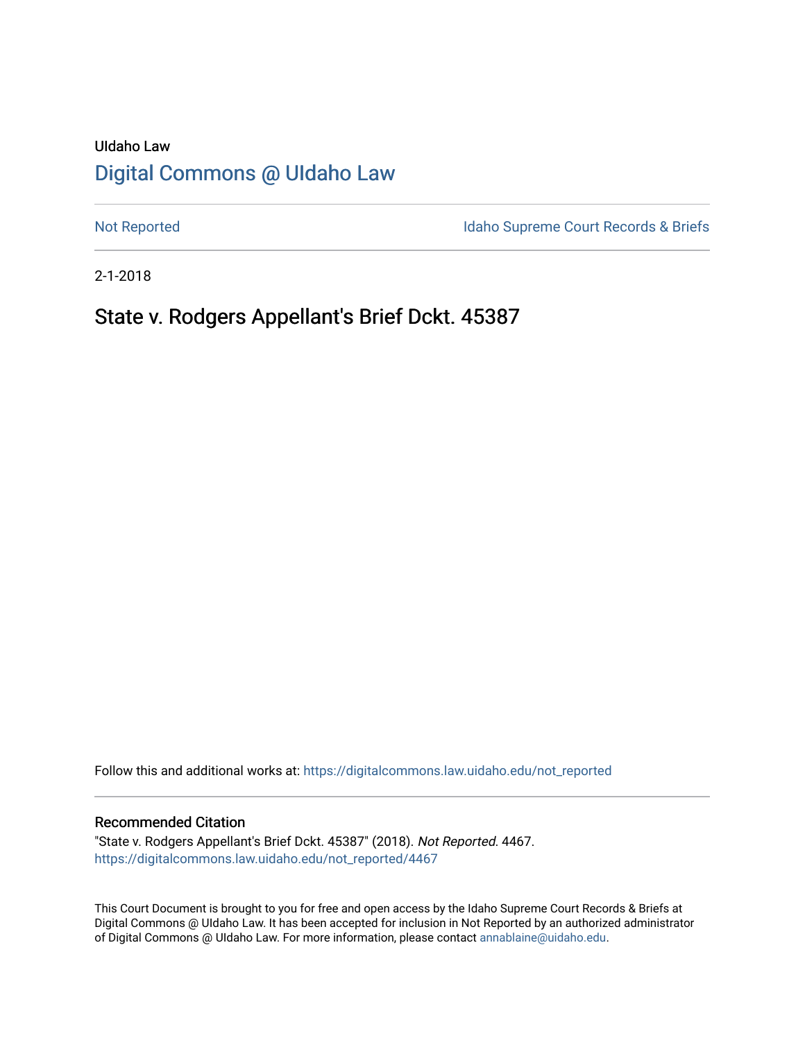UIdaho Law

# Digital Commons @ UIdaho Law

Not Reported

Idaho Supreme Court Records & Briefs

2-1-2018

## State v. Rodgers Appellant's Brief Dckt. 45387

Follow this and additional works at: https://digitalcommons.law.uidaho.edu/not_reported

### Recommended Citation

"State v. Rodgers Appellant's Brief Dckt. 45387" (2018). *Not Reported*. 4467.
https://digitalcommons.law.uidaho.edu/not_reported/4467

This Court Document is brought to you for free and open access by the Idaho Supreme Court Records & Briefs at Digital Commons @ UIdaho Law. It has been accepted for inclusion in Not Reported by an authorized administrator of Digital Commons @ UIdaho Law. For more information, please contact annablaine@uidaho.edu.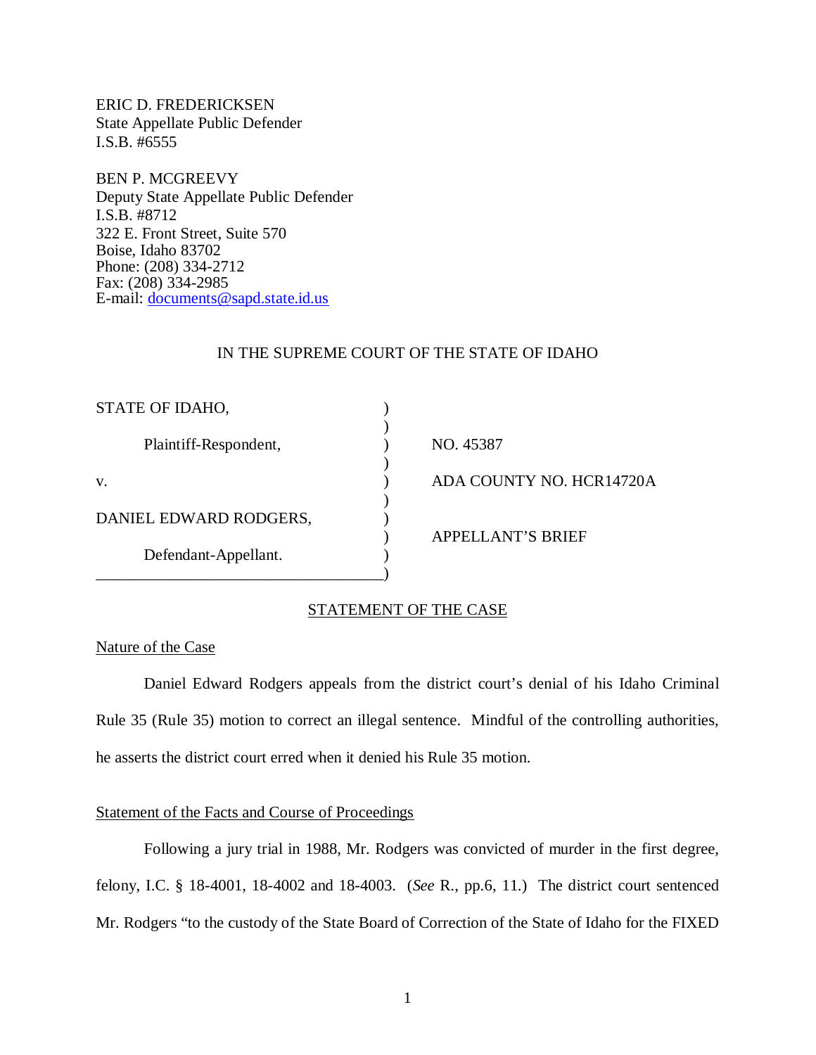ERIC D. FREDERICKSEN
State Appellate Public Defender
I.S.B. #6555

BEN P. MCGREEVY
Deputy State Appellate Public Defender
I.S.B. #8712
322 E. Front Street, Suite 570
Boise, Idaho 83702
Phone: (208) 334-2712
Fax: (208) 334-2985
E-mail: documents@sapd.state.id.us

IN THE SUPREME COURT OF THE STATE OF IDAHO

| | | |
|---|---|---|
| STATE OF IDAHO, | ) | |
| | ) | |
| Plaintiff-Respondent, | ) | NO. 45387 |
| | ) | |
| v. | ) | ADA COUNTY NO. HCR14720A |
| | ) | |
| DANIEL EDWARD RODGERS, | ) | |
| | ) | APPELLANT'S BRIEF |
| Defendant-Appellant. | ) | |
| ____________________________________ | ) | |

## STATEMENT OF THE CASE

### Nature of the Case

Daniel Edward Rodgers appeals from the district court's denial of his Idaho Criminal Rule 35 (Rule 35) motion to correct an illegal sentence. Mindful of the controlling authorities, he asserts the district court erred when it denied his Rule 35 motion.

### Statement of the Facts and Course of Proceedings

Following a jury trial in 1988, Mr. Rodgers was convicted of murder in the first degree, felony, I.C. § 18-4001, 18-4002 and 18-4003. (*See* R., pp.6, 11.) The district court sentenced Mr. Rodgers "to the custody of the State Board of Correction of the State of Idaho for the FIXED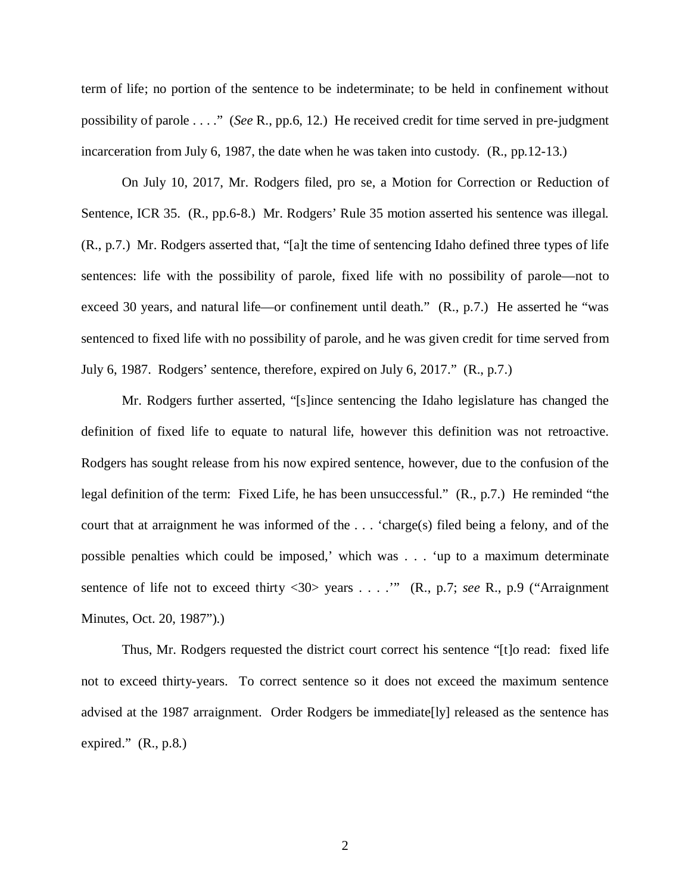term of life; no portion of the sentence to be indeterminate; to be held in confinement without possibility of parole . . . ." (*See* R., pp.6, 12.) He received credit for time served in pre-judgment incarceration from July 6, 1987, the date when he was taken into custody. (R., pp.12-13.)

On July 10, 2017, Mr. Rodgers filed, pro se, a Motion for Correction or Reduction of Sentence, ICR 35. (R., pp.6-8.) Mr. Rodgers' Rule 35 motion asserted his sentence was illegal. (R., p.7.) Mr. Rodgers asserted that, "[a]t the time of sentencing Idaho defined three types of life sentences: life with the possibility of parole, fixed life with no possibility of parole—not to exceed 30 years, and natural life—or confinement until death." (R., p.7.) He asserted he "was sentenced to fixed life with no possibility of parole, and he was given credit for time served from July 6, 1987. Rodgers' sentence, therefore, expired on July 6, 2017." (R., p.7.)

Mr. Rodgers further asserted, "[s]ince sentencing the Idaho legislature has changed the definition of fixed life to equate to natural life, however this definition was not retroactive. Rodgers has sought release from his now expired sentence, however, due to the confusion of the legal definition of the term: Fixed Life, he has been unsuccessful." (R., p.7.) He reminded "the court that at arraignment he was informed of the . . . 'charge(s) filed being a felony, and of the possible penalties which could be imposed,' which was . . . 'up to a maximum determinate sentence of life not to exceed thirty <30> years . . . .'" (R., p.7; *see* R., p.9 ("Arraignment Minutes, Oct. 20, 1987").)

Thus, Mr. Rodgers requested the district court correct his sentence "[t]o read: fixed life not to exceed thirty-years. To correct sentence so it does not exceed the maximum sentence advised at the 1987 arraignment. Order Rodgers be immediate[ly] released as the sentence has expired." (R., p.8.)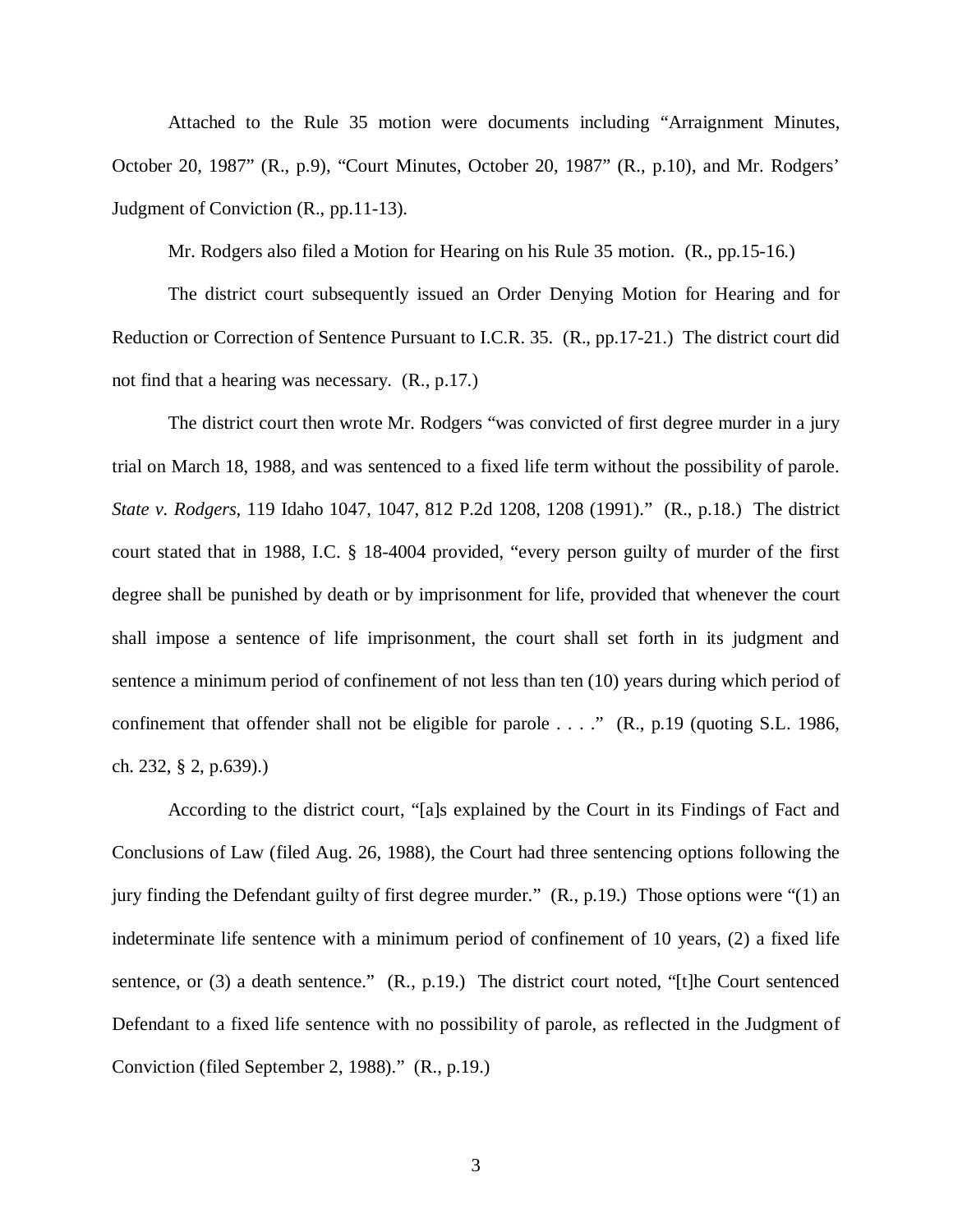Attached to the Rule 35 motion were documents including "Arraignment Minutes, October 20, 1987" (R., p.9), "Court Minutes, October 20, 1987" (R., p.10), and Mr. Rodgers' Judgment of Conviction (R., pp.11-13).

Mr. Rodgers also filed a Motion for Hearing on his Rule 35 motion. (R., pp.15-16.)

The district court subsequently issued an Order Denying Motion for Hearing and for Reduction or Correction of Sentence Pursuant to I.C.R. 35. (R., pp.17-21.) The district court did not find that a hearing was necessary. (R., p.17.)

The district court then wrote Mr. Rodgers "was convicted of first degree murder in a jury trial on March 18, 1988, and was sentenced to a fixed life term without the possibility of parole. *State v. Rodgers*, 119 Idaho 1047, 1047, 812 P.2d 1208, 1208 (1991)." (R., p.18.) The district court stated that in 1988, I.C. § 18-4004 provided, "every person guilty of murder of the first degree shall be punished by death or by imprisonment for life, provided that whenever the court shall impose a sentence of life imprisonment, the court shall set forth in its judgment and sentence a minimum period of confinement of not less than ten (10) years during which period of confinement that offender shall not be eligible for parole . . . ." (R., p.19 (quoting S.L. 1986, ch. 232, § 2, p.639).)

According to the district court, "[a]s explained by the Court in its Findings of Fact and Conclusions of Law (filed Aug. 26, 1988), the Court had three sentencing options following the jury finding the Defendant guilty of first degree murder." (R., p.19.) Those options were "(1) an indeterminate life sentence with a minimum period of confinement of 10 years, (2) a fixed life sentence, or (3) a death sentence." (R., p.19.) The district court noted, "[t]he Court sentenced Defendant to a fixed life sentence with no possibility of parole, as reflected in the Judgment of Conviction (filed September 2, 1988)." (R., p.19.)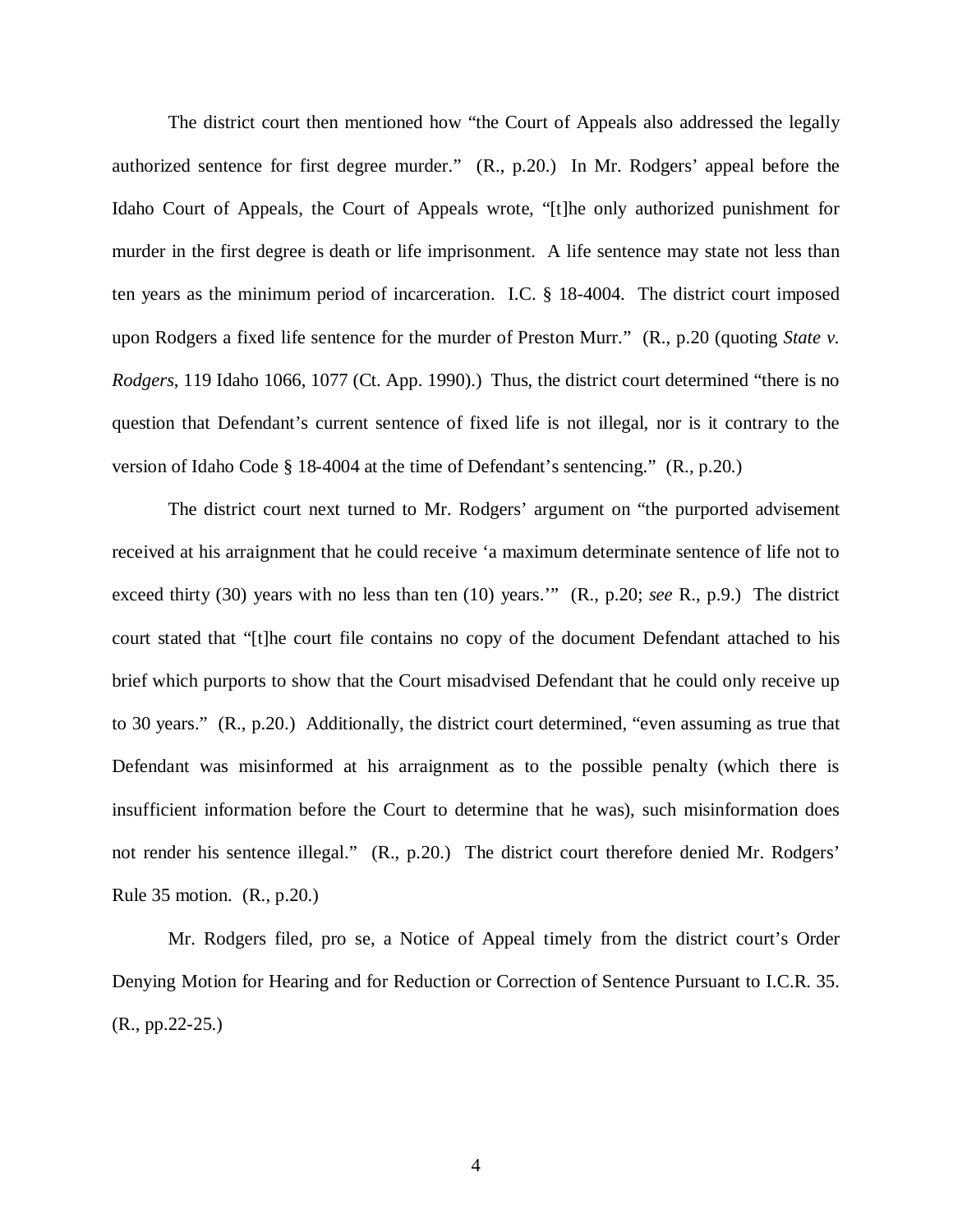The district court then mentioned how "the Court of Appeals also addressed the legally authorized sentence for first degree murder." (R., p.20.) In Mr. Rodgers' appeal before the Idaho Court of Appeals, the Court of Appeals wrote, "[t]he only authorized punishment for murder in the first degree is death or life imprisonment. A life sentence may state not less than ten years as the minimum period of incarceration. I.C. § 18-4004. The district court imposed upon Rodgers a fixed life sentence for the murder of Preston Murr." (R., p.20 (quoting *State v. Rodgers*, 119 Idaho 1066, 1077 (Ct. App. 1990).) Thus, the district court determined "there is no question that Defendant's current sentence of fixed life is not illegal, nor is it contrary to the version of Idaho Code § 18-4004 at the time of Defendant's sentencing." (R., p.20.)

The district court next turned to Mr. Rodgers' argument on "the purported advisement received at his arraignment that he could receive 'a maximum determinate sentence of life not to exceed thirty (30) years with no less than ten (10) years.'" (R., p.20; *see* R., p.9.) The district court stated that "[t]he court file contains no copy of the document Defendant attached to his brief which purports to show that the Court misadvised Defendant that he could only receive up to 30 years." (R., p.20.) Additionally, the district court determined, "even assuming as true that Defendant was misinformed at his arraignment as to the possible penalty (which there is insufficient information before the Court to determine that he was), such misinformation does not render his sentence illegal." (R., p.20.) The district court therefore denied Mr. Rodgers' Rule 35 motion. (R., p.20.)

Mr. Rodgers filed, pro se, a Notice of Appeal timely from the district court's Order Denying Motion for Hearing and for Reduction or Correction of Sentence Pursuant to I.C.R. 35. (R., pp.22-25.)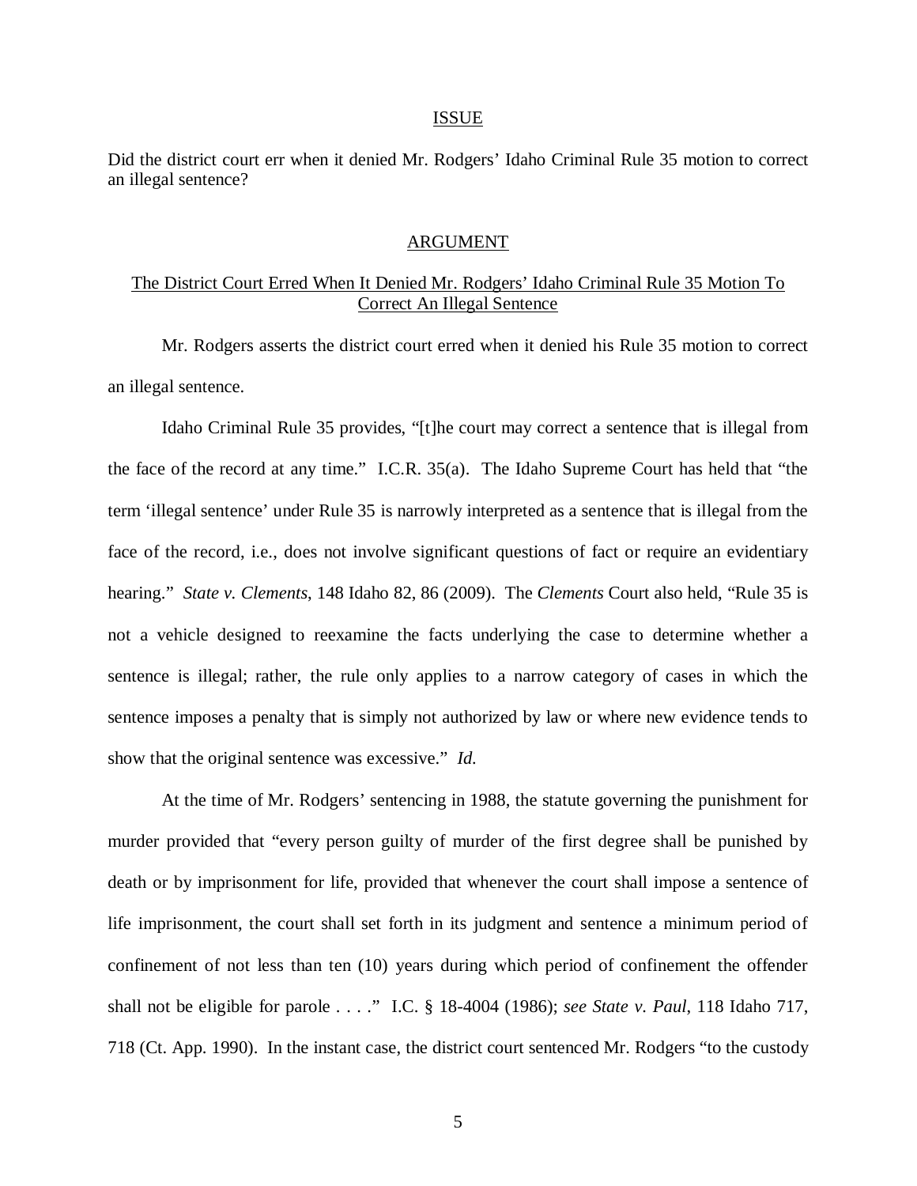## ISSUE

Did the district court err when it denied Mr. Rodgers' Idaho Criminal Rule 35 motion to correct an illegal sentence?

## ARGUMENT

### The District Court Erred When It Denied Mr. Rodgers' Idaho Criminal Rule 35 Motion To Correct An Illegal Sentence

Mr. Rodgers asserts the district court erred when it denied his Rule 35 motion to correct an illegal sentence.

Idaho Criminal Rule 35 provides, "[t]he court may correct a sentence that is illegal from the face of the record at any time." I.C.R. 35(a). The Idaho Supreme Court has held that "the term 'illegal sentence' under Rule 35 is narrowly interpreted as a sentence that is illegal from the face of the record, i.e., does not involve significant questions of fact or require an evidentiary hearing." *State v. Clements*, 148 Idaho 82, 86 (2009). The *Clements* Court also held, "Rule 35 is not a vehicle designed to reexamine the facts underlying the case to determine whether a sentence is illegal; rather, the rule only applies to a narrow category of cases in which the sentence imposes a penalty that is simply not authorized by law or where new evidence tends to show that the original sentence was excessive." *Id.*

At the time of Mr. Rodgers' sentencing in 1988, the statute governing the punishment for murder provided that "every person guilty of murder of the first degree shall be punished by death or by imprisonment for life, provided that whenever the court shall impose a sentence of life imprisonment, the court shall set forth in its judgment and sentence a minimum period of confinement of not less than ten (10) years during which period of confinement the offender shall not be eligible for parole . . . ." I.C. § 18-4004 (1986); *see State v. Paul*, 118 Idaho 717, 718 (Ct. App. 1990). In the instant case, the district court sentenced Mr. Rodgers "to the custody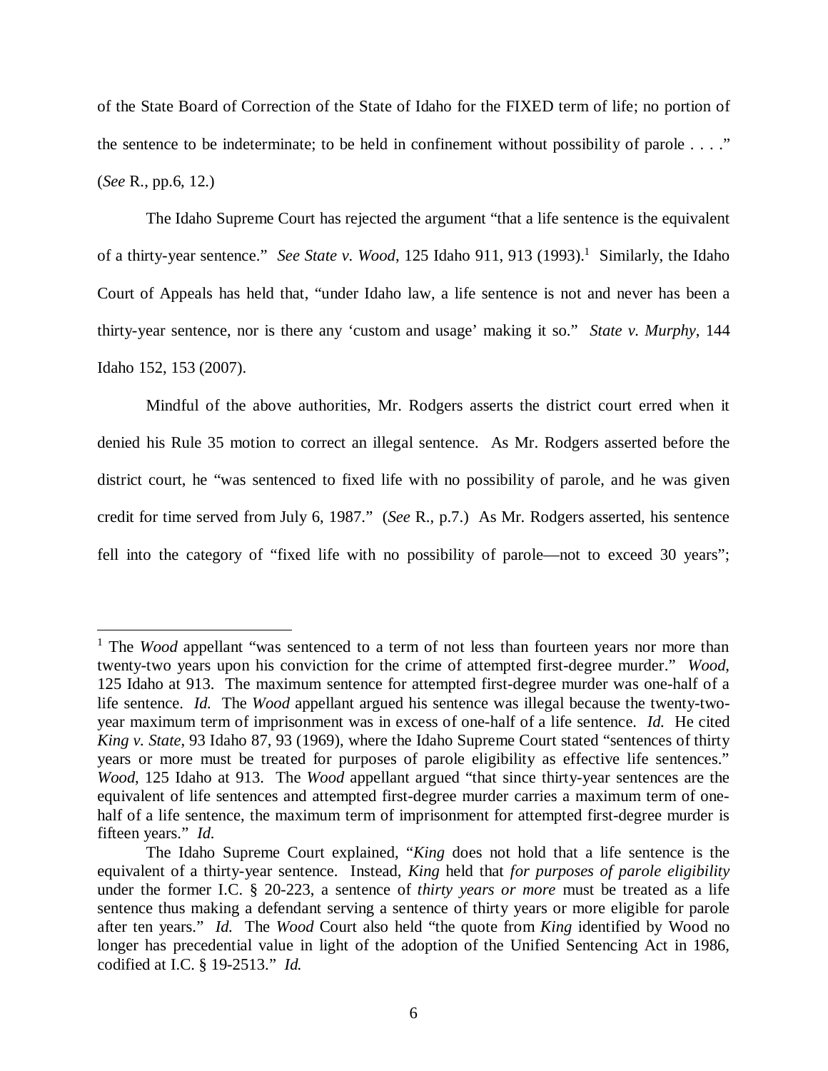of the State Board of Correction of the State of Idaho for the FIXED term of life; no portion of the sentence to be indeterminate; to be held in confinement without possibility of parole . . . ." (*See* R., pp.6, 12.)

The Idaho Supreme Court has rejected the argument "that a life sentence is the equivalent of a thirty-year sentence." *See State v. Wood*, 125 Idaho 911, 913 (1993).[1] Similarly, the Idaho Court of Appeals has held that, "under Idaho law, a life sentence is not and never has been a thirty-year sentence, nor is there any 'custom and usage' making it so." *State v. Murphy*, 144 Idaho 152, 153 (2007).

Mindful of the above authorities, Mr. Rodgers asserts the district court erred when it denied his Rule 35 motion to correct an illegal sentence. As Mr. Rodgers asserted before the district court, he "was sentenced to fixed life with no possibility of parole, and he was given credit for time served from July 6, 1987." (*See* R., p.7.) As Mr. Rodgers asserted, his sentence fell into the category of "fixed life with no possibility of parole—not to exceed 30 years";

---

[1] The *Wood* appellant "was sentenced to a term of not less than fourteen years nor more than twenty-two years upon his conviction for the crime of attempted first-degree murder." *Wood*, 125 Idaho at 913. The maximum sentence for attempted first-degree murder was one-half of a life sentence. *Id.* The *Wood* appellant argued his sentence was illegal because the twenty-two-year maximum term of imprisonment was in excess of one-half of a life sentence. *Id.* He cited *King v. State*, 93 Idaho 87, 93 (1969), where the Idaho Supreme Court stated "sentences of thirty years or more must be treated for purposes of parole eligibility as effective life sentences." *Wood*, 125 Idaho at 913. The *Wood* appellant argued "that since thirty-year sentences are the equivalent of life sentences and attempted first-degree murder carries a maximum term of one-half of a life sentence, the maximum term of imprisonment for attempted first-degree murder is fifteen years." *Id.*

The Idaho Supreme Court explained, "*King* does not hold that a life sentence is the equivalent of a thirty-year sentence. Instead, *King* held that *for purposes of parole eligibility* under the former I.C. § 20-223, a sentence of *thirty years or more* must be treated as a life sentence thus making a defendant serving a sentence of thirty years or more eligible for parole after ten years." *Id.* The *Wood* Court also held "the quote from *King* identified by Wood no longer has precedential value in light of the adoption of the Unified Sentencing Act in 1986, codified at I.C. § 19-2513." *Id.*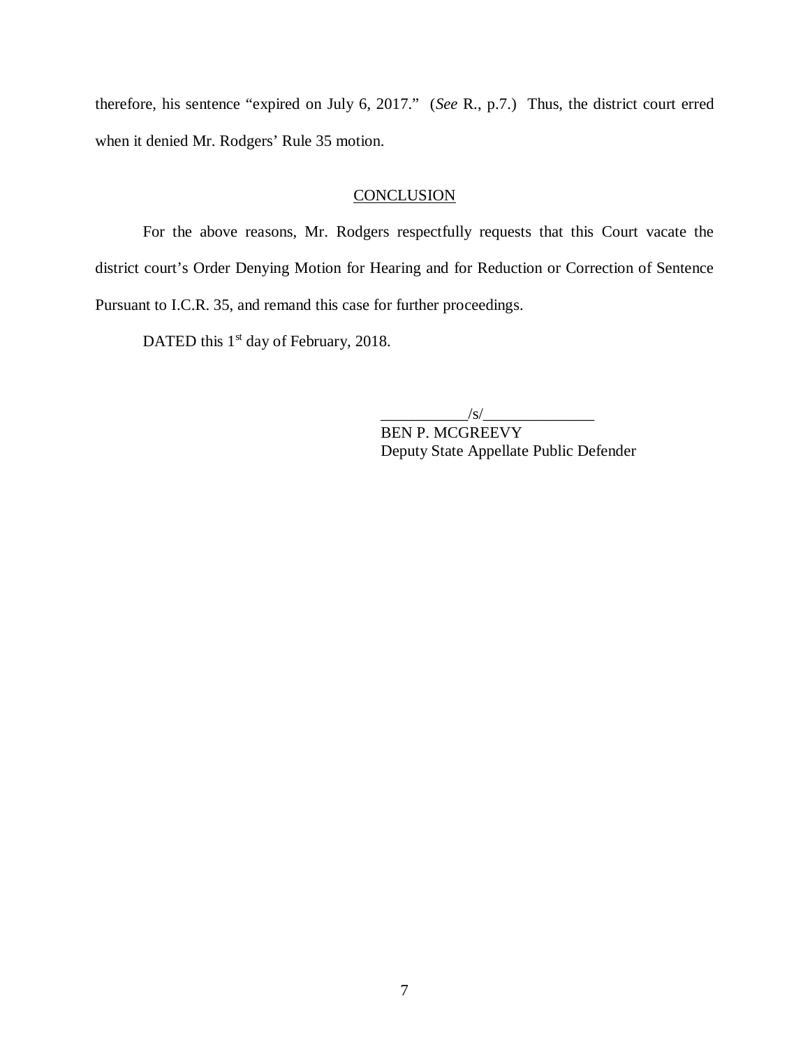therefore, his sentence "expired on July 6, 2017." (*See* R., p.7.) Thus, the district court erred when it denied Mr. Rodgers' Rule 35 motion.

## CONCLUSION

For the above reasons, Mr. Rodgers respectfully requests that this Court vacate the district court's Order Denying Motion for Hearing and for Reduction or Correction of Sentence Pursuant to I.C.R. 35, and remand this case for further proceedings.

DATED this 1st day of February, 2018.

/s/
BEN P. MCGREEVY
Deputy State Appellate Public Defender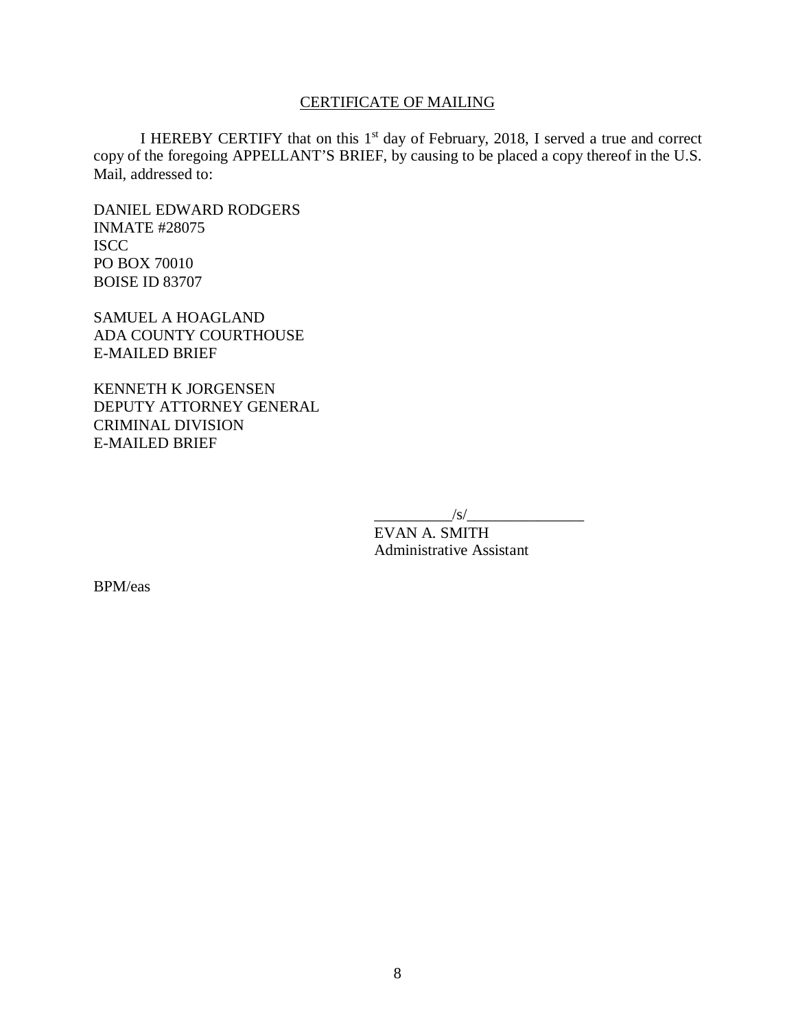## CERTIFICATE OF MAILING

I HEREBY CERTIFY that on this 1st day of February, 2018, I served a true and correct copy of the foregoing APPELLANT'S BRIEF, by causing to be placed a copy thereof in the U.S. Mail, addressed to:

DANIEL EDWARD RODGERS  
INMATE #28075  
ISCC  
PO BOX 70010  
BOISE ID 83707

SAMUEL A HOAGLAND  
ADA COUNTY COURTHOUSE  
E-MAILED BRIEF

KENNETH K JORGENSEN  
DEPUTY ATTORNEY GENERAL  
CRIMINAL DIVISION  
E-MAILED BRIEF

__________/s/_______________  
EVAN A. SMITH  
Administrative Assistant

BPM/eas